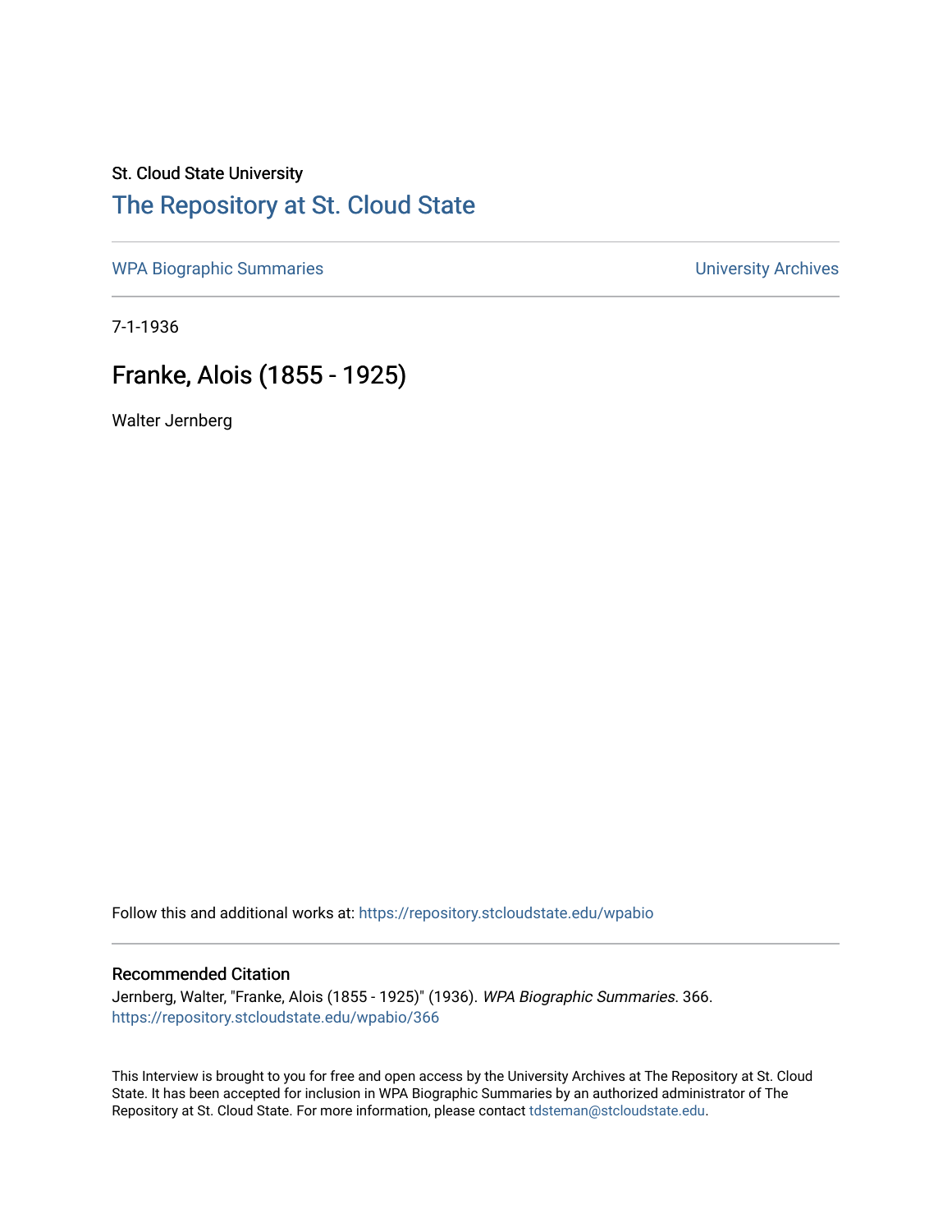St. Cloud State University

# The Repository at St. Cloud State

WPA Biographic Summaries

University Archives

7-1-1936

## Franke, Alois (1855 - 1925)

Walter Jernberg

Follow this and additional works at: https://repository.stcloudstate.edu/wpabio

### Recommended Citation

Jernberg, Walter, "Franke, Alois (1855 - 1925)" (1936). *WPA Biographic Summaries*. 366.
https://repository.stcloudstate.edu/wpabio/366

This Interview is brought to you for free and open access by the University Archives at The Repository at St. Cloud State. It has been accepted for inclusion in WPA Biographic Summaries by an authorized administrator of The Repository at St. Cloud State. For more information, please contact tdsteman@stcloudstate.edu.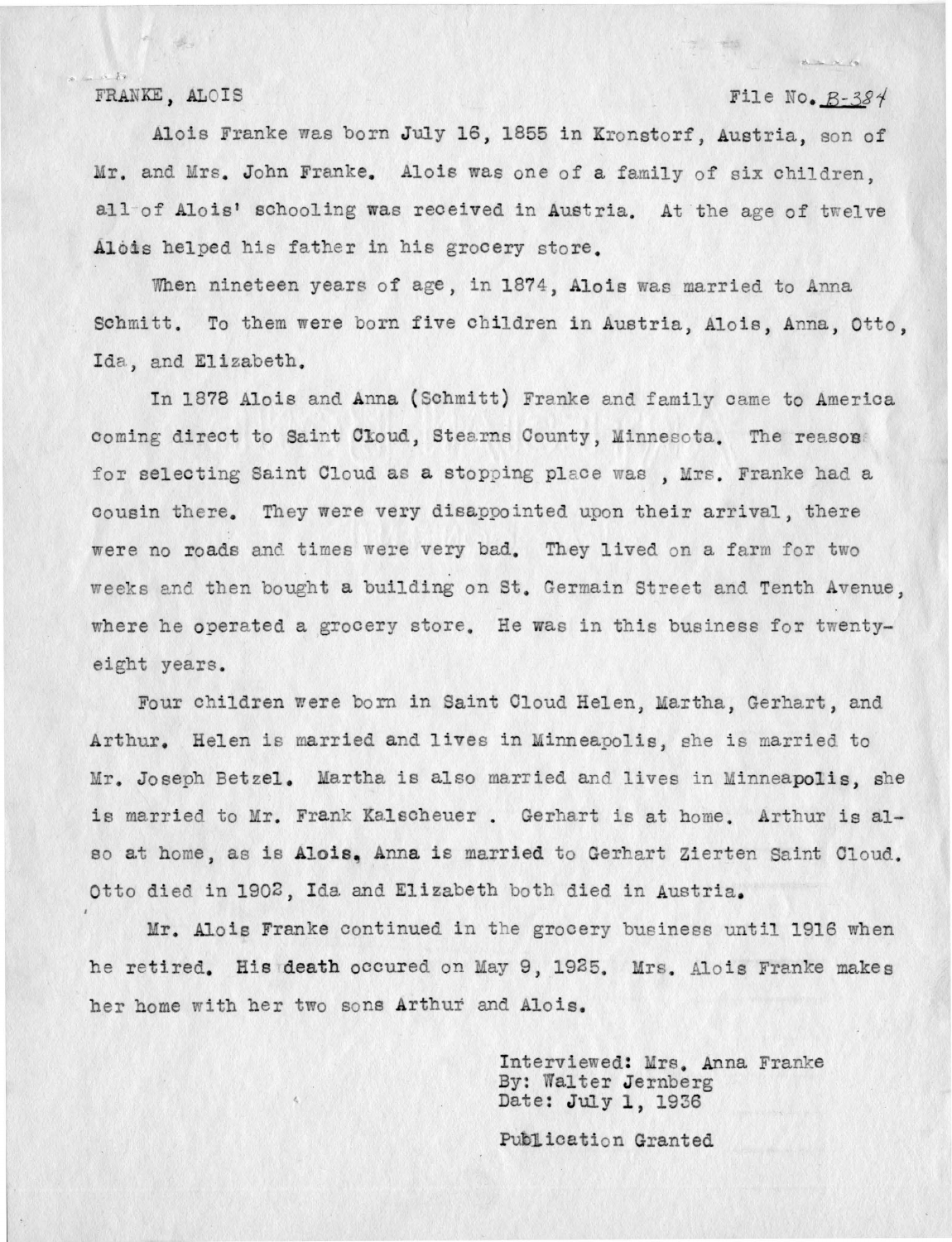FRANKE, ALOIS File No. B-384

Alois Franke was born July 16, 1855 in Kronstorf, Austria, son of Mr. and Mrs. John Franke. Alois was one of a family of six children, all of Alois' schooling was received in Austria. At the age of twelve Alois helped his father in his grocery store.

When nineteen years of age, in 1874, Alois was married to Anna Schmitt. To them were born five children in Austria, Alois, Anna, Otto, Ida, and Elizabeth.

In 1878 Alois and Anna (Schmitt) Franke and family came to America coming direct to Saint Cloud, Stearns County, Minnesota. The reason for selecting Saint Cloud as a stopping place was , Mrs. Franke had a cousin there. They were very disappointed upon their arrival, there were no roads and times were very bad. They lived on a farm for two weeks and then bought a building on St. Germain Street and Tenth Avenue, where he operated a grocery store. He was in this business for twenty-eight years.

Four children were born in Saint Cloud Helen, Martha, Gerhart, and Arthur. Helen is married and lives in Minneapolis, she is married to Mr. Joseph Betzel. Martha is also married and lives in Minneapolis, she is married to Mr. Frank Kalscheuer . Gerhart is at home. Arthur is also at home, as is Alois. Anna is married to Gerhart Zierten Saint Cloud. Otto died in 1902, Ida and Elizabeth both died in Austria.

Mr. Alois Franke continued in the grocery business until 1916 when he retired. His death occured on May 9, 1925. Mrs. Alois Franke makes her home with her two sons Arthur and Alois.

Interviewed: Mrs. Anna Franke
By: Walter Jernberg
Date: July 1, 1936

Publication Granted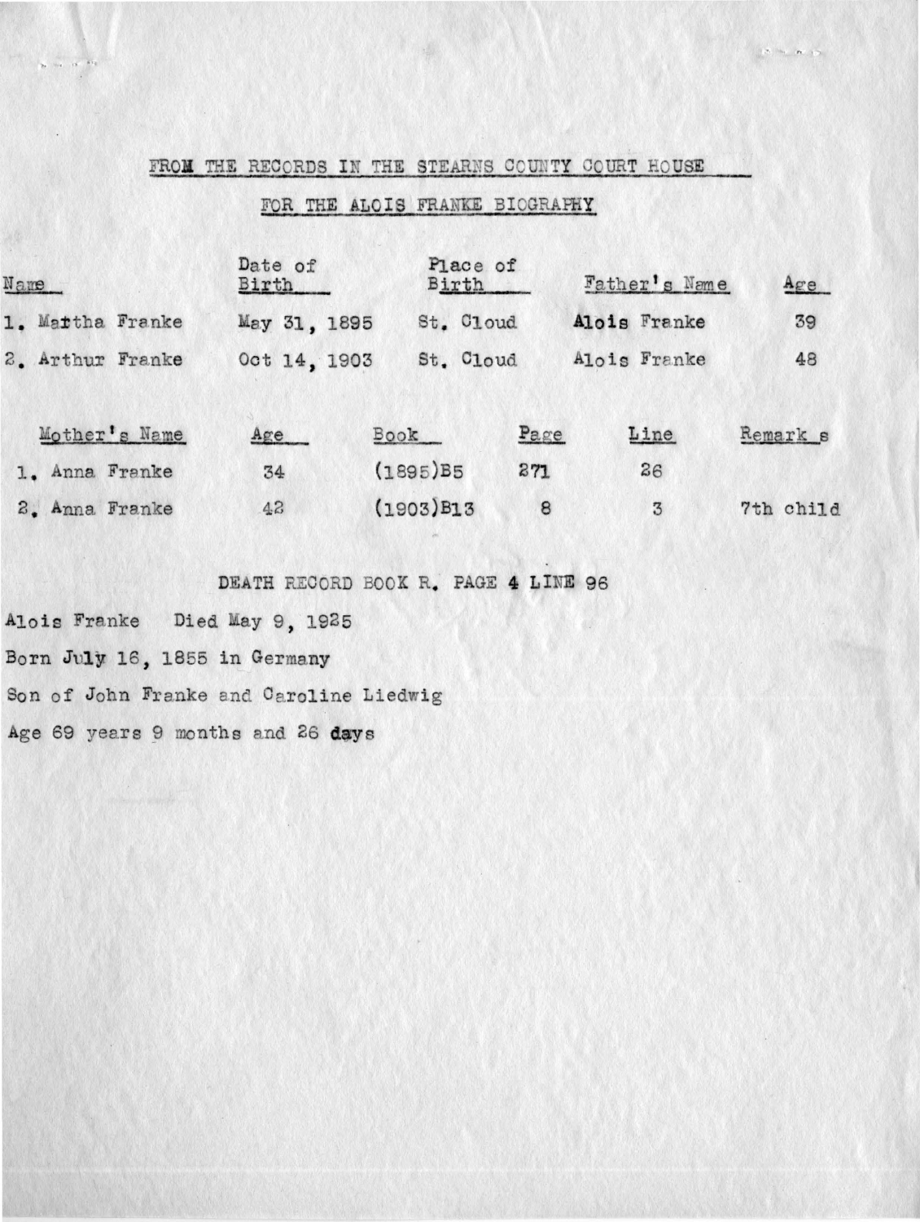## FROM THE RECORDS IN THE STEARNS COUNTY COURT HOUSE

## FOR THE ALOIS FRANKE BIOGRAPHY

| Name | Date of Birth | Place of Birth | Father's Name | Age |
|---|---|---|---|---|
| 1. Martha Franke | May 31, 1895 | St. Cloud | Alois Franke | 39 |
| 2. Arthur Franke | Oct 14, 1903 | St. Cloud | Alois Franke | 48 |

| Mother's Name | Age | Book | Page | Line | Remarks |
|---|---|---|---|---|---|
| 1. Anna Franke | 34 | (1895)B5 | 271 | 26 | |
| 2. Anna Franke | 42 | (1903)B13 | 8 | 3 | 7th child |

DEATH RECORD BOOK R. PAGE 4 LINE 96

Alois Franke Died May 9, 1925

Born July 16, 1855 in Germany

Son of John Franke and Caroline Liedwig

Age 69 years 9 months and 26 days